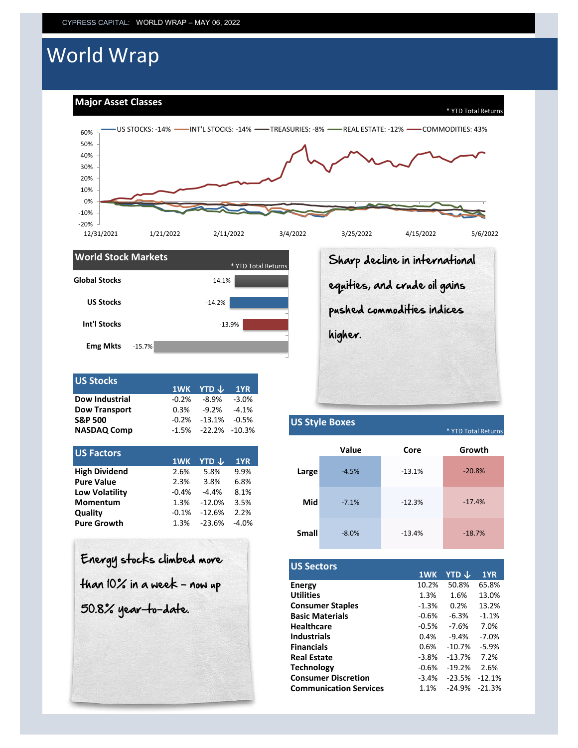CYPRESS CAPITAL: WORLD WRAP – MAY 06, 2022

# World Wrap

## Major Asset Classes

\* YTD Total Returns

US STOCKS: -14% | INT'L STOCKS: -14% | TREASURIES: -8% | REAL ESTATE: -12% | COMMODITIES: 43%

## World Stock Markets

\* YTD Total Returns

| Market | YTD |
|---|---|
| Global Stocks | -14.1% |
| US Stocks | -14.2% |
| Int'l Stocks | -13.9% |
| Emg Mkts | -15.7% |

Sharp decline in international equities, and crude oil gains pushed commodities indices higher.

## US Stocks

| | 1WK | YTD ↓ | 1YR |
|---|---|---|---|
| Dow Industrial | -0.2% | -8.9% | -3.0% |
| Dow Transport | 0.3% | -9.2% | -4.1% |
| S&P 500 | -0.2% | -13.1% | -0.5% |
| NASDAQ Comp | -1.5% | -22.2% | -10.3% |

## US Factors

| | 1WK | YTD ↓ | 1YR |
|---|---|---|---|
| High Dividend | 2.6% | 5.8% | 9.9% |
| Pure Value | 2.3% | 3.8% | 6.8% |
| Low Volatility | -0.4% | -4.4% | 8.1% |
| Momentum | 1.3% | -12.0% | 3.5% |
| Quality | -0.1% | -12.6% | 2.2% |
| Pure Growth | 1.3% | -23.6% | -4.0% |

Energy stocks climbed more than 10% in a week – now up 50.8% year-to-date.

## US Style Boxes

\* YTD Total Returns

| | Value | Core | Growth |
|---|---|---|---|
| Large | -4.5% | -13.1% | -20.8% |
| Mid | -7.1% | -12.3% | -17.4% |
| Small | -8.0% | -13.4% | -18.7% |

## US Sectors

| | 1WK | YTD ↓ | 1YR |
|---|---|---|---|
| Energy | 10.2% | 50.8% | 65.8% |
| Utilities | 1.3% | 1.6% | 13.0% |
| Consumer Staples | -1.3% | 0.2% | 13.2% |
| Basic Materials | -0.6% | -6.3% | -1.1% |
| Healthcare | -0.5% | -7.6% | 7.0% |
| Industrials | 0.4% | -9.4% | -7.0% |
| Financials | 0.6% | -10.7% | -5.9% |
| Real Estate | -3.8% | -13.7% | 7.2% |
| Technology | -0.6% | -19.2% | 2.6% |
| Consumer Discretion | -3.4% | -23.5% | -12.1% |
| Communication Services | 1.1% | -24.9% | -21.3% |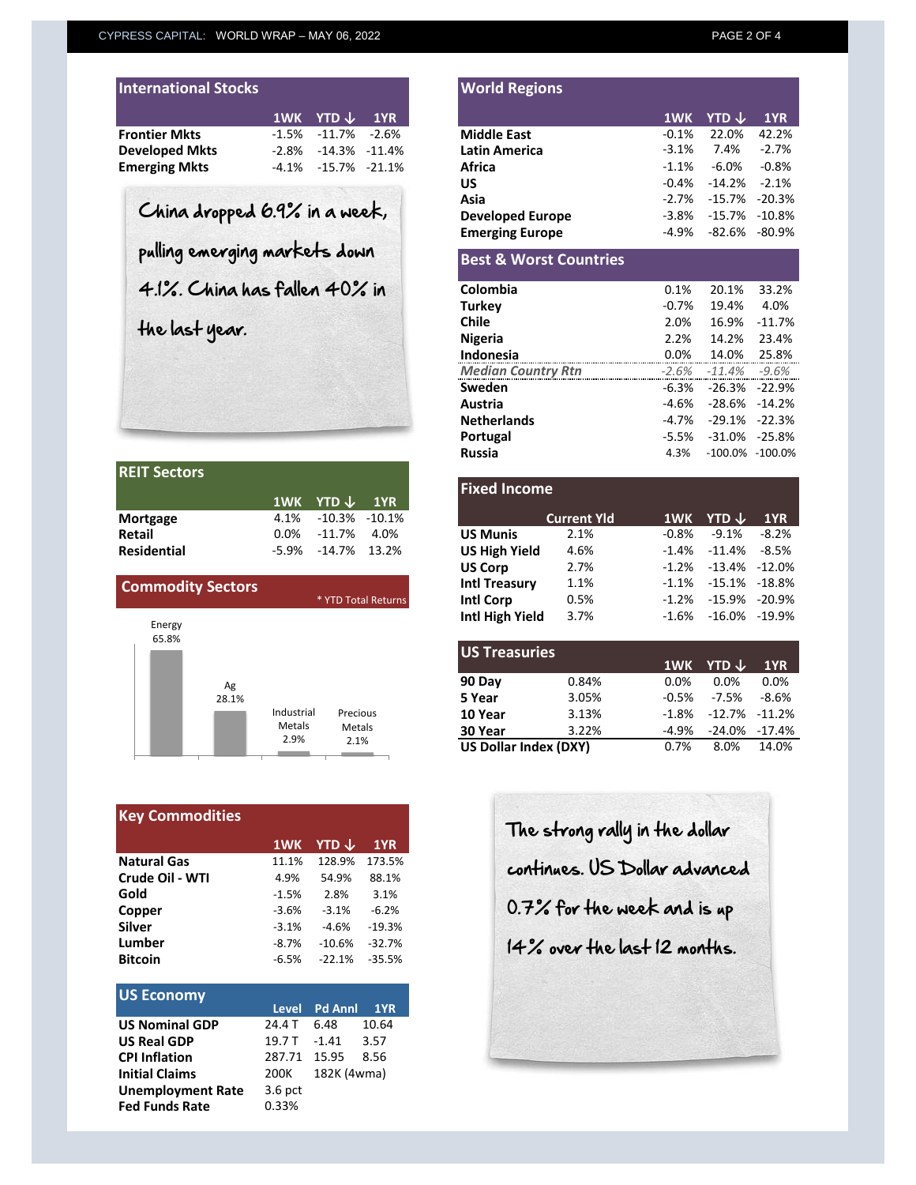## International Stocks

| | 1WK | YTD ↓ | 1YR |
|---|---|---|---|
| **Frontier Mkts** | -1.5% | -11.7% | -2.6% |
| **Developed Mkts** | -2.8% | -14.3% | -11.4% |
| **Emerging Mkts** | -4.1% | -15.7% | -21.1% |

China dropped 6.9% in a week, pulling emerging markets down 4.1%. China has fallen 40% in the last year.

## REIT Sectors

| | 1WK | YTD ↓ | 1YR |
|---|---|---|---|
| **Mortgage** | 4.1% | -10.3% | -10.1% |
| **Retail** | 0.0% | -11.7% | 4.0% |
| **Residential** | -5.9% | -14.7% | 13.2% |

## Commodity Sectors

\* YTD Total Returns

| Sector | YTD Total Return |
|---|---|
| Energy | 65.8% |
| Ag | 28.1% |
| Industrial Metals | 2.9% |
| Precious Metals | 2.1% |

## Key Commodities

| | 1WK | YTD ↓ | 1YR |
|---|---|---|---|
| **Natural Gas** | 11.1% | 128.9% | 173.5% |
| **Crude Oil - WTI** | 4.9% | 54.9% | 88.1% |
| **Gold** | -1.5% | 2.8% | 3.1% |
| **Copper** | -3.6% | -3.1% | -6.2% |
| **Silver** | -3.1% | -4.6% | -19.3% |
| **Lumber** | -8.7% | -10.6% | -32.7% |
| **Bitcoin** | -6.5% | -22.1% | -35.5% |

## US Economy

| | Level | Pd Annl | 1YR |
|---|---|---|---|
| **US Nominal GDP** | 24.4 T | 6.48 | 10.64 |
| **US Real GDP** | 19.7 T | -1.41 | 3.57 |
| **CPI Inflation** | 287.71 | 15.95 | 8.56 |
| **Initial Claims** | 200K | 182K (4wma) | |
| **Unemployment Rate** | 3.6 pct | | |
| **Fed Funds Rate** | 0.33% | | |

## World Regions

| | 1WK | YTD ↓ | 1YR |
|---|---|---|---|
| **Middle East** | -0.1% | 22.0% | 42.2% |
| **Latin America** | -3.1% | 7.4% | -2.7% |
| **Africa** | -1.1% | -6.0% | -0.8% |
| **US** | -0.4% | -14.2% | -2.1% |
| **Asia** | -2.7% | -15.7% | -20.3% |
| **Developed Europe** | -3.8% | -15.7% | -10.8% |
| **Emerging Europe** | -4.9% | -82.6% | -80.9% |

## Best & Worst Countries

| | 1WK | YTD ↓ | 1YR |
|---|---|---|---|
| **Colombia** | 0.1% | 20.1% | 33.2% |
| **Turkey** | -0.7% | 19.4% | 4.0% |
| **Chile** | 2.0% | 16.9% | -11.7% |
| **Nigeria** | 2.2% | 14.2% | 23.4% |
| **Indonesia** | 0.0% | 14.0% | 25.8% |
| ***Median Country Rtn*** | *-2.6%* | *-11.4%* | *-9.6%* |
| **Sweden** | -6.3% | -26.3% | -22.9% |
| **Austria** | -4.6% | -28.6% | -14.2% |
| **Netherlands** | -4.7% | -29.1% | -22.3% |
| **Portugal** | -5.5% | -31.0% | -25.8% |
| **Russia** | 4.3% | -100.0% | -100.0% |

## Fixed Income

| | Current Yld | 1WK | YTD ↓ | 1YR |
|---|---|---|---|---|
| **US Munis** | 2.1% | -0.8% | -9.1% | -8.2% |
| **US High Yield** | 4.6% | -1.4% | -11.4% | -8.5% |
| **US Corp** | 2.7% | -1.2% | -13.4% | -12.0% |
| **Intl Treasury** | 1.1% | -1.1% | -15.1% | -18.8% |
| **Intl Corp** | 0.5% | -1.2% | -15.9% | -20.9% |
| **Intl High Yield** | 3.7% | -1.6% | -16.0% | -19.9% |

## US Treasuries

| | | 1WK | YTD ↓ | 1YR |
|---|---|---|---|---|
| **90 Day** | 0.84% | 0.0% | 0.0% | 0.0% |
| **5 Year** | 3.05% | -0.5% | -7.5% | -8.6% |
| **10 Year** | 3.13% | -1.8% | -12.7% | -11.2% |
| **30 Year** | 3.22% | -4.9% | -24.0% | -17.4% |
| **US Dollar Index (DXY)** | | 0.7% | 8.0% | 14.0% |

The strong rally in the dollar continues. US Dollar advanced 0.7% for the week and is up 14% over the last 12 months.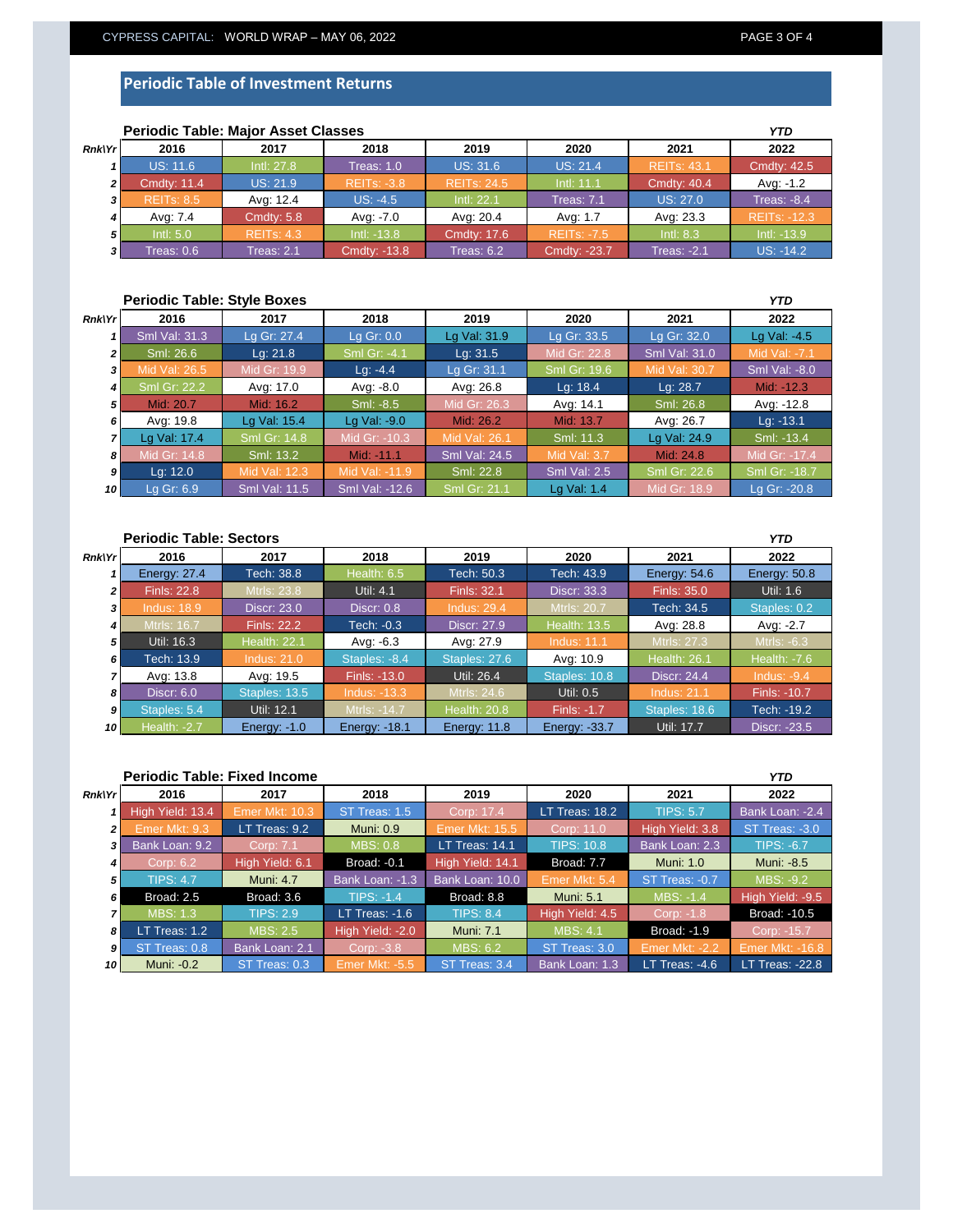## Periodic Table of Investment Returns

### Periodic Table: Major Asset Classes

| Rnk\Yr | 2016 | 2017 | 2018 | 2019 | 2020 | 2021 | YTD 2022 |
|---|---|---|---|---|---|---|---|
| 1 | US: 11.6 | Intl: 27.8 | Treas: 1.0 | US: 31.6 | US: 21.4 | REITs: 43.1 | Cmdty: 42.5 |
| 2 | Cmdty: 11.4 | US: 21.9 | REITs: -3.8 | REITs: 24.5 | Intl: 11.1 | Cmdty: 40.4 | Avg: -1.2 |
| 3 | REITs: 8.5 | Avg: 12.4 | US: -4.5 | Intl: 22.1 | Treas: 7.1 | US: 27.0 | Treas: -8.4 |
| 4 | Avg: 7.4 | Cmdty: 5.8 | Avg: -7.0 | Avg: 20.4 | Avg: 1.7 | Avg: 23.3 | REITs: -12.3 |
| 5 | Intl: 5.0 | REITs: 4.3 | Intl: -13.8 | Cmdty: 17.6 | REITs: -7.5 | Intl: 8.3 | Intl: -13.9 |
| 3 | Treas: 0.6 | Treas: 2.1 | Cmdty: -13.8 | Treas: 6.2 | Cmdty: -23.7 | Treas: -2.1 | US: -14.2 |

### Periodic Table: Style Boxes

| Rnk\Yr | 2016 | 2017 | 2018 | 2019 | 2020 | 2021 | YTD 2022 |
|---|---|---|---|---|---|---|---|
| 1 | Sml Val: 31.3 | Lg Gr: 27.4 | Lg Gr: 0.0 | Lg Val: 31.9 | Lg Gr: 33.5 | Lg Gr: 32.0 | Lg Val: -4.5 |
| 2 | Sml: 26.6 | Lg: 21.8 | Sml Gr: -4.1 | Lg: 31.5 | Mid Gr: 22.8 | Sml Val: 31.0 | Mid Val: -7.1 |
| 3 | Mid Val: 26.5 | Mid Gr: 19.9 | Lg: -4.4 | Lg Gr: 31.1 | Sml Gr: 19.6 | Mid Val: 30.7 | Sml Val: -8.0 |
| 4 | Sml Gr: 22.2 | Avg: 17.0 | Avg: -8.0 | Avg: 26.8 | Lg: 18.4 | Lg: 28.7 | Mid: -12.3 |
| 5 | Mid: 20.7 | Mid: 16.2 | Sml: -8.5 | Mid Gr: 26.3 | Avg: 14.1 | Sml: 26.8 | Avg: -12.8 |
| 6 | Avg: 19.8 | Lg Val: 15.4 | Lg Val: -9.0 | Mid: 26.2 | Mid: 13.7 | Avg: 26.7 | Lg: -13.1 |
| 7 | Lg Val: 17.4 | Sml Gr: 14.8 | Mid Gr: -10.3 | Mid Val: 26.1 | Sml: 11.3 | Lg Val: 24.9 | Sml: -13.4 |
| 8 | Mid Gr: 14.8 | Sml: 13.2 | Mid: -11.1 | Sml Val: 24.5 | Mid Val: 3.7 | Mid: 24.8 | Mid Gr: -17.4 |
| 9 | Lg: 12.0 | Mid Val: 12.3 | Mid Val: -11.9 | Sml: 22.8 | Sml Val: 2.5 | Sml Gr: 22.6 | Sml Gr: -18.7 |
| 10 | Lg Gr: 6.9 | Sml Val: 11.5 | Sml Val: -12.6 | Sml Gr: 21.1 | Lg Val: 1.4 | Mid Gr: 18.9 | Lg Gr: -20.8 |

### Periodic Table: Sectors

| Rnk\Yr | 2016 | 2017 | 2018 | 2019 | 2020 | 2021 | YTD 2022 |
|---|---|---|---|---|---|---|---|
| 1 | Energy: 27.4 | Tech: 38.8 | Health: 6.5 | Tech: 50.3 | Tech: 43.9 | Energy: 54.6 | Energy: 50.8 |
| 2 | Finls: 22.8 | Mtrls: 23.8 | Util: 4.1 | Finls: 32.1 | Discr: 33.3 | Finls: 35.0 | Util: 1.6 |
| 3 | Indus: 18.9 | Discr: 23.0 | Discr: 0.8 | Indus: 29.4 | Mtrls: 20.7 | Tech: 34.5 | Staples: 0.2 |
| 4 | Mtrls: 16.7 | Finls: 22.2 | Tech: -0.3 | Discr: 27.9 | Health: 13.5 | Avg: 28.8 | Avg: -2.7 |
| 5 | Util: 16.3 | Health: 22.1 | Avg: -6.3 | Avg: 27.9 | Indus: 11.1 | Mtrls: 27.3 | Mtrls: -6.3 |
| 6 | Tech: 13.9 | Indus: 21.0 | Staples: -8.4 | Staples: 27.6 | Avg: 10.9 | Health: 26.1 | Health: -7.6 |
| 7 | Avg: 13.8 | Avg: 19.5 | Finls: -13.0 | Util: 26.4 | Staples: 10.8 | Discr: 24.4 | Indus: -9.4 |
| 8 | Discr: 6.0 | Staples: 13.5 | Indus: -13.3 | Mtrls: 24.6 | Util: 0.5 | Indus: 21.1 | Finls: -10.7 |
| 9 | Staples: 5.4 | Util: 12.1 | Mtrls: -14.7 | Health: 20.8 | Finls: -1.7 | Staples: 18.6 | Tech: -19.2 |
| 10 | Health: -2.7 | Energy: -1.0 | Energy: -18.1 | Energy: 11.8 | Energy: -33.7 | Util: 17.7 | Discr: -23.5 |

### Periodic Table: Fixed Income

| Rnk\Yr | 2016 | 2017 | 2018 | 2019 | 2020 | 2021 | YTD 2022 |
|---|---|---|---|---|---|---|---|
| 1 | High Yield: 13.4 | Emer Mkt: 10.3 | ST Treas: 1.5 | Corp: 17.4 | LT Treas: 18.2 | TIPS: 5.7 | Bank Loan: -2.4 |
| 2 | Emer Mkt: 9.3 | LT Treas: 9.2 | Muni: 0.9 | Emer Mkt: 15.5 | Corp: 11.0 | High Yield: 3.8 | ST Treas: -3.0 |
| 3 | Bank Loan: 9.2 | Corp: 7.1 | MBS: 0.8 | LT Treas: 14.1 | TIPS: 10.8 | Bank Loan: 2.3 | TIPS: -6.7 |
| 4 | Corp: 6.2 | High Yield: 6.1 | Broad: -0.1 | High Yield: 14.1 | Broad: 7.7 | Muni: 1.0 | Muni: -8.5 |
| 5 | TIPS: 4.7 | Muni: 4.7 | Bank Loan: -1.3 | Bank Loan: 10.0 | Emer Mkt: 5.4 | ST Treas: -0.7 | MBS: -9.2 |
| 6 | Broad: 2.5 | Broad: 3.6 | TIPS: -1.4 | Broad: 8.8 | Muni: 5.1 | MBS: -1.4 | High Yield: -9.5 |
| 7 | MBS: 1.3 | TIPS: 2.9 | LT Treas: -1.6 | TIPS: 8.4 | High Yield: 4.5 | Corp: -1.8 | Broad: -10.5 |
| 8 | LT Treas: 1.2 | MBS: 2.5 | High Yield: -2.0 | Muni: 7.1 | MBS: 4.1 | Broad: -1.9 | Corp: -15.7 |
| 9 | ST Treas: 0.8 | Bank Loan: 2.1 | Corp: -3.8 | MBS: 6.2 | ST Treas: 3.0 | Emer Mkt: -2.2 | Emer Mkt: -16.8 |
| 10 | Muni: -0.2 | ST Treas: 0.3 | Emer Mkt: -5.5 | ST Treas: 3.4 | Bank Loan: 1.3 | LT Treas: -4.6 | LT Treas: -22.8 |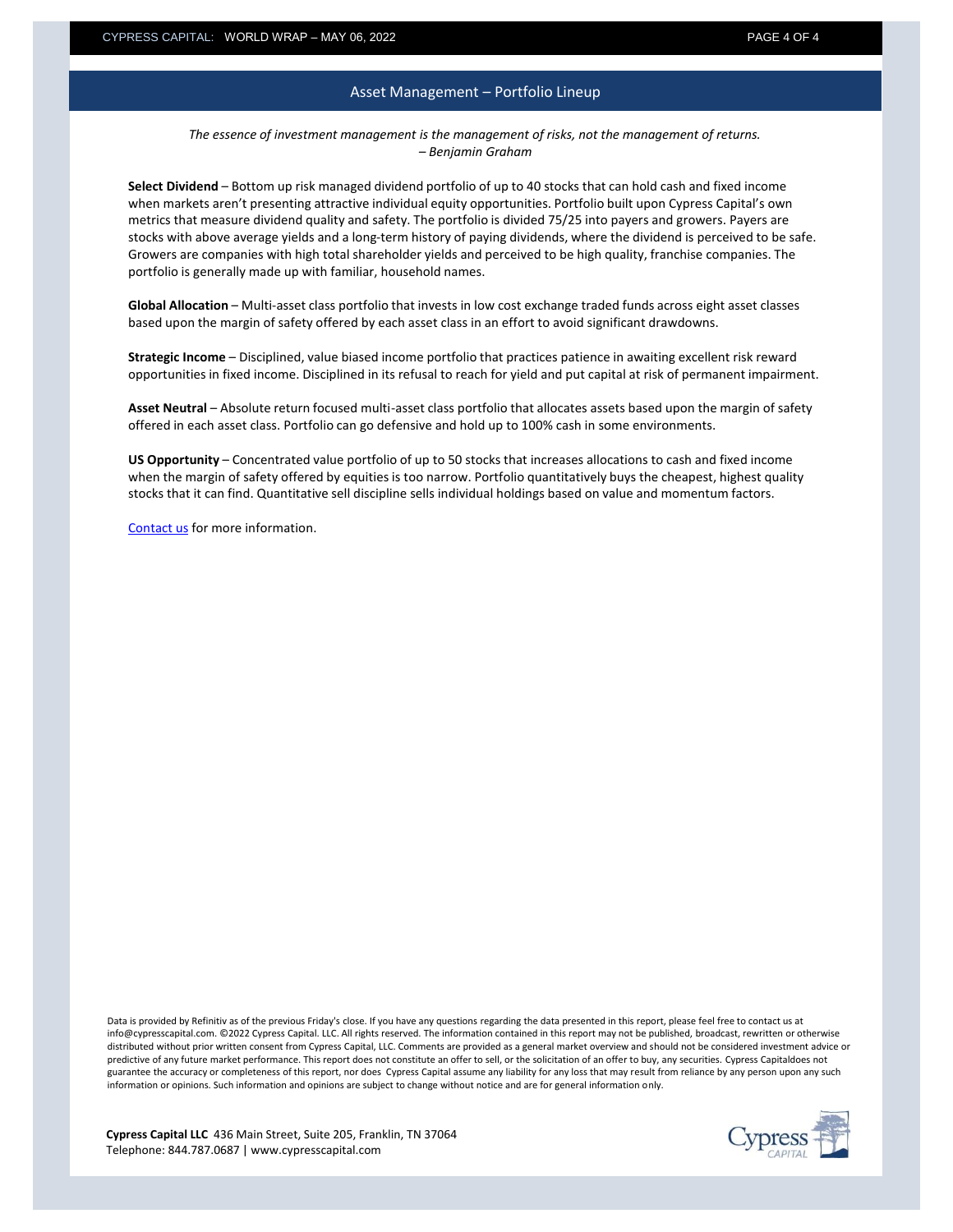## Asset Management – Portfolio Lineup

*The essence of investment management is the management of risks, not the management of returns.*
*– Benjamin Graham*

**Select Dividend** – Bottom up risk managed dividend portfolio of up to 40 stocks that can hold cash and fixed income when markets aren't presenting attractive individual equity opportunities. Portfolio built upon Cypress Capital's own metrics that measure dividend quality and safety. The portfolio is divided 75/25 into payers and growers. Payers are stocks with above average yields and a long-term history of paying dividends, where the dividend is perceived to be safe. Growers are companies with high total shareholder yields and perceived to be high quality, franchise companies. The portfolio is generally made up with familiar, household names.

**Global Allocation** – Multi-asset class portfolio that invests in low cost exchange traded funds across eight asset classes based upon the margin of safety offered by each asset class in an effort to avoid significant drawdowns.

**Strategic Income** – Disciplined, value biased income portfolio that practices patience in awaiting excellent risk reward opportunities in fixed income. Disciplined in its refusal to reach for yield and put capital at risk of permanent impairment.

**Asset Neutral** – Absolute return focused multi-asset class portfolio that allocates assets based upon the margin of safety offered in each asset class. Portfolio can go defensive and hold up to 100% cash in some environments.

**US Opportunity** – Concentrated value portfolio of up to 50 stocks that increases allocations to cash and fixed income when the margin of safety offered by equities is too narrow. Portfolio quantitatively buys the cheapest, highest quality stocks that it can find. Quantitative sell discipline sells individual holdings based on value and momentum factors.

[Contact us] for more information.

Data is provided by Refinitiv as of the previous Friday's close. If you have any questions regarding the data presented in this report, please feel free to contact us at info@cypresscapital.com. ©2022 Cypress Capital. LLC. All rights reserved. The information contained in this report may not be published, broadcast, rewritten or otherwise distributed without prior written consent from Cypress Capital, LLC. Comments are provided as a general market overview and should not be considered investment advice or predictive of any future market performance. This report does not constitute an offer to sell, or the solicitation of an offer to buy, any securities. Cypress Capitaldoes not guarantee the accuracy or completeness of this report, nor does Cypress Capital assume any liability for any loss that may result from reliance by any person upon any such information or opinions. Such information and opinions are subject to change without notice and are for general information only.

**Cypress Capital LLC** 436 Main Street, Suite 205, Franklin, TN 37064
Telephone: 844.787.0687 | www.cypresscapital.com